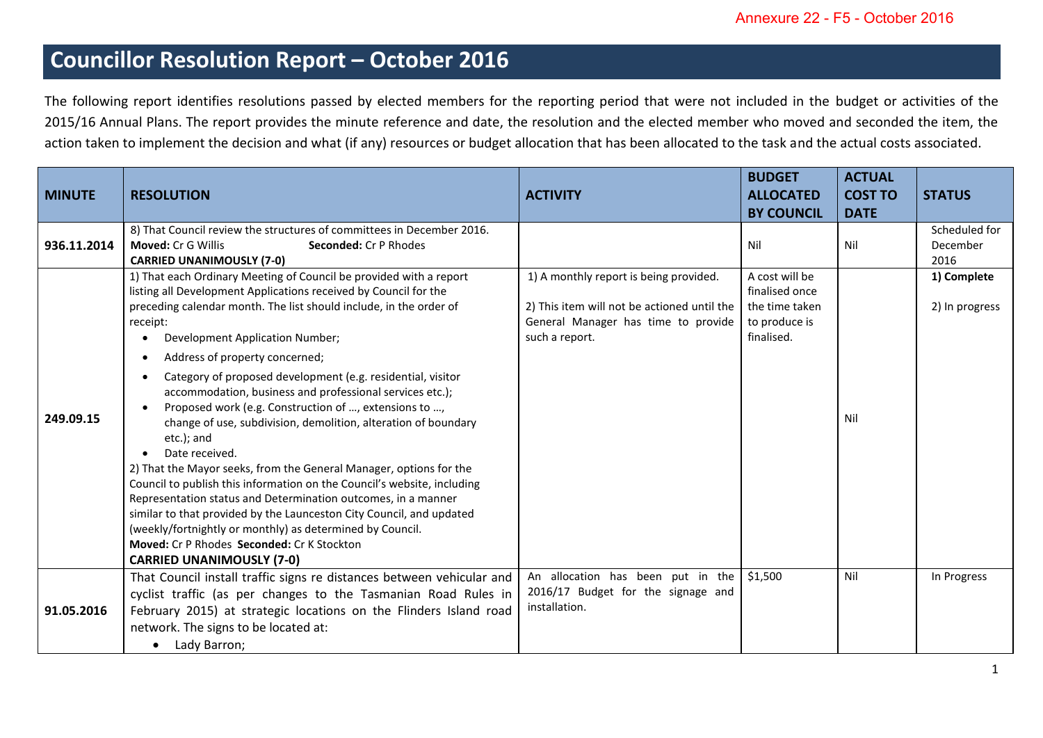Annexure 22 - F5 - October 2016

# Councillor Resolution Report – October 2016

The following report identifies resolutions passed by elected members for the reporting period that were not included in the budget or activities of the 2015/16 Annual Plans. The report provides the minute reference and date, the resolution and the elected member who moved and seconded the item, the action taken to implement the decision and what (if any) resources or budget allocation that has been allocated to the task and the actual costs associated.

| MINUTE | RESOLUTION | ACTIVITY | BUDGET ALLOCATED BY COUNCIL | ACTUAL COST TO DATE | STATUS |
|---|---|---|---|---|---|
| 936.11.2014 | 8) That Council review the structures of committees in December 2016.<br>**Moved:** Cr G Willis **Seconded:** Cr P Rhodes<br>**CARRIED UNANIMOUSLY (7-0)** | | Nil | Nil | Scheduled for December 2016 |
| 249.09.15 | 1) That each Ordinary Meeting of Council be provided with a report listing all Development Applications received by Council for the preceding calendar month. The list should include, in the order of receipt:<br>• Development Application Number;<br>• Address of property concerned;<br>• Category of proposed development (e.g. residential, visitor accommodation, business and professional services etc.);<br>• Proposed work (e.g. Construction of …, extensions to …, change of use, subdivision, demolition, alteration of boundary etc.); and<br>• Date received.<br>2) That the Mayor seeks, from the General Manager, options for the Council to publish this information on the Council's website, including Representation status and Determination outcomes, in a manner similar to that provided by the Launceston City Council, and updated (weekly/fortnightly or monthly) as determined by Council.<br>**Moved:** Cr P Rhodes **Seconded:** Cr K Stockton<br>**CARRIED UNANIMOUSLY (7-0)** | 1) A monthly report is being provided.<br>2) This item will not be actioned until the General Manager has time to provide such a report. | A cost will be finalised once the time taken to produce is finalised. | Nil | **1) Complete**<br>2) In progress |
| 91.05.2016 | That Council install traffic signs re distances between vehicular and cyclist traffic (as per changes to the Tasmanian Road Rules in February 2015) at strategic locations on the Flinders Island road network. The signs to be located at:<br>• Lady Barron; | An allocation has been put in the 2016/17 Budget for the signage and installation. | $1,500 | Nil | In Progress |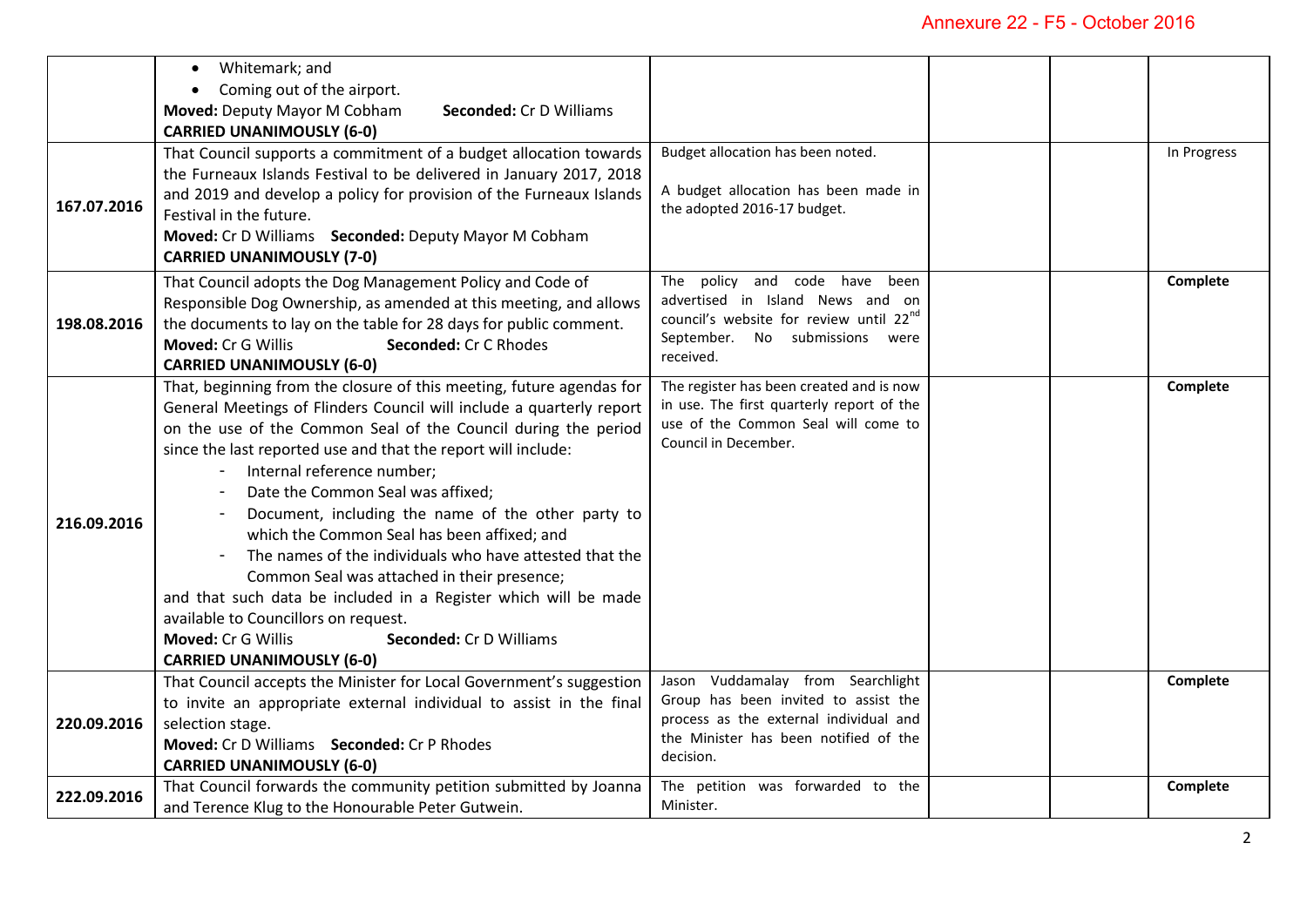| | | | | | |
|---|---|---|---|---|---|
| | • Whitemark; and<br>• Coming out of the airport.<br>**Moved:** Deputy Mayor M Cobham **Seconded:** Cr D Williams<br>**CARRIED UNANIMOUSLY (6-0)** | | | | |
| **167.07.2016** | That Council supports a commitment of a budget allocation towards the Furneaux Islands Festival to be delivered in January 2017, 2018 and 2019 and develop a policy for provision of the Furneaux Islands Festival in the future.<br>**Moved:** Cr D Williams **Seconded:** Deputy Mayor M Cobham<br>**CARRIED UNANIMOUSLY (7-0)** | Budget allocation has been noted.<br><br>A budget allocation has been made in the adopted 2016-17 budget. | | | In Progress |
| **198.08.2016** | That Council adopts the Dog Management Policy and Code of Responsible Dog Ownership, as amended at this meeting, and allows the documents to lay on the table for 28 days for public comment.<br>**Moved:** Cr G Willis **Seconded:** Cr C Rhodes<br>**CARRIED UNANIMOUSLY (6-0)** | The policy and code have been advertised in Island News and on council's website for review until 22nd September. No submissions were received. | | | **Complete** |
| **216.09.2016** | That, beginning from the closure of this meeting, future agendas for General Meetings of Flinders Council will include a quarterly report on the use of the Common Seal of the Council during the period since the last reported use and that the report will include:<br>- Internal reference number;<br>- Date the Common Seal was affixed;<br>- Document, including the name of the other party to which the Common Seal has been affixed; and<br>- The names of the individuals who have attested that the Common Seal was attached in their presence;<br>and that such data be included in a Register which will be made available to Councillors on request.<br>**Moved:** Cr G Willis **Seconded:** Cr D Williams<br>**CARRIED UNANIMOUSLY (6-0)** | The register has been created and is now in use. The first quarterly report of the use of the Common Seal will come to Council in December. | | | **Complete** |
| **220.09.2016** | That Council accepts the Minister for Local Government's suggestion to invite an appropriate external individual to assist in the final selection stage.<br>**Moved:** Cr D Williams **Seconded:** Cr P Rhodes<br>**CARRIED UNANIMOUSLY (6-0)** | Jason Vuddamalay from Searchlight Group has been invited to assist the process as the external individual and the Minister has been notified of the decision. | | | **Complete** |
| **222.09.2016** | That Council forwards the community petition submitted by Joanna and Terence Klug to the Honourable Peter Gutwein. | The petition was forwarded to the Minister. | | | **Complete** |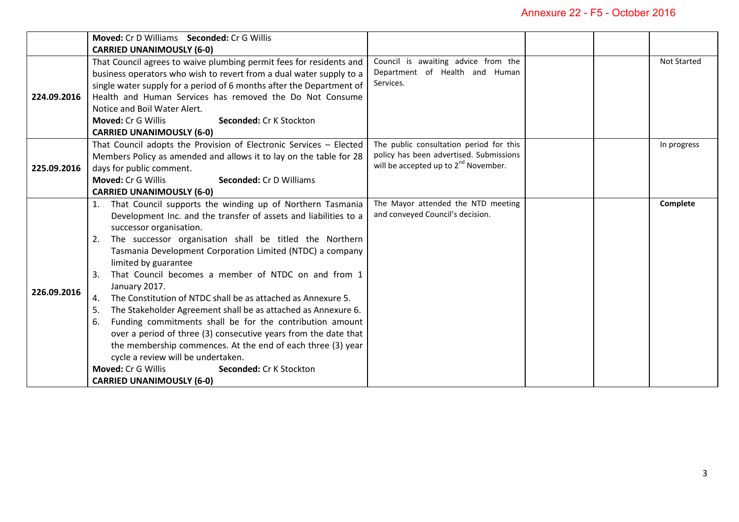| | | | | | |
|---|---|---|---|---|---|
| | **Moved:** Cr D Williams **Seconded:** Cr G Willis<br>**CARRIED UNANIMOUSLY (6-0)** | | | | |
| **224.09.2016** | That Council agrees to waive plumbing permit fees for residents and business operators who wish to revert from a dual water supply to a single water supply for a period of 6 months after the Department of Health and Human Services has removed the Do Not Consume Notice and Boil Water Alert.<br>**Moved:** Cr G Willis **Seconded:** Cr K Stockton<br>**CARRIED UNANIMOUSLY (6-0)** | Council is awaiting advice from the Department of Health and Human Services. | | | Not Started |
| **225.09.2016** | That Council adopts the Provision of Electronic Services – Elected Members Policy as amended and allows it to lay on the table for 28 days for public comment.<br>**Moved:** Cr G Willis **Seconded:** Cr D Williams<br>**CARRIED UNANIMOUSLY (6-0)** | The public consultation period for this policy has been advertised. Submissions will be accepted up to 2nd November. | | | In progress |
| **226.09.2016** | 1. That Council supports the winding up of Northern Tasmania Development Inc. and the transfer of assets and liabilities to a successor organisation.<br>2. The successor organisation shall be titled the Northern Tasmania Development Corporation Limited (NTDC) a company limited by guarantee<br>3. That Council becomes a member of NTDC on and from 1 January 2017.<br>4. The Constitution of NTDC shall be as attached as Annexure 5.<br>5. The Stakeholder Agreement shall be as attached as Annexure 6.<br>6. Funding commitments shall be for the contribution amount over a period of three (3) consecutive years from the date that the membership commences. At the end of each three (3) year cycle a review will be undertaken.<br>**Moved:** Cr G Willis **Seconded:** Cr K Stockton<br>**CARRIED UNANIMOUSLY (6-0)** | The Mayor attended the NTD meeting and conveyed Council's decision. | | | **Complete** |